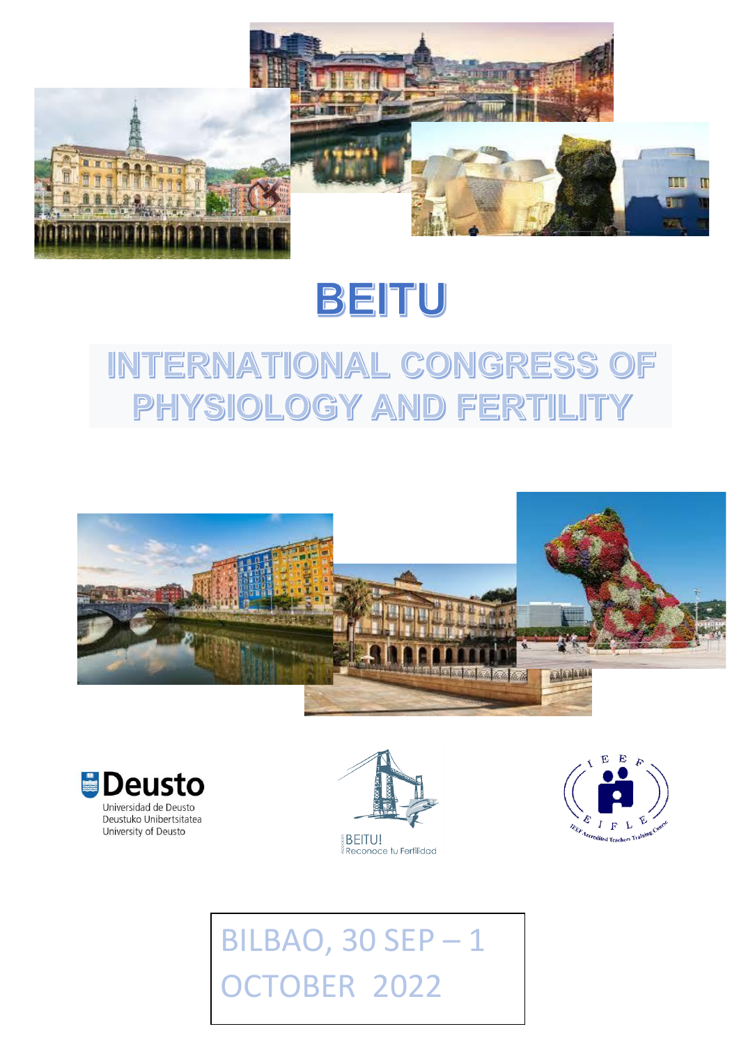# BEITU

## INTERNATIONAL CONGRESS OF PHYSIOLOGY AND FERTILITY

Deusto
Universidad de Deusto
Deustuko Unibertsitatea
University of Deusto

BEITU!
Reconoce tu Fertilidad

BILBAO, 30 SEP – 1 OCTOBER 2022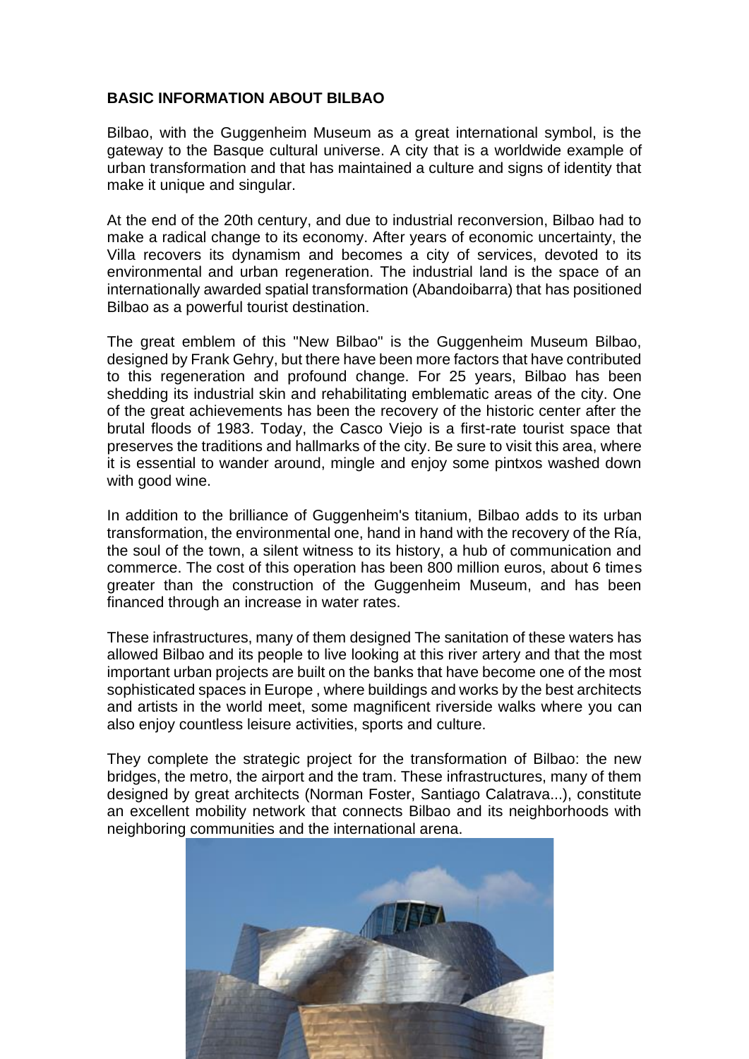**BASIC INFORMATION ABOUT BILBAO**

Bilbao, with the Guggenheim Museum as a great international symbol, is the gateway to the Basque cultural universe. A city that is a worldwide example of urban transformation and that has maintained a culture and signs of identity that make it unique and singular.

At the end of the 20th century, and due to industrial reconversion, Bilbao had to make a radical change to its economy. After years of economic uncertainty, the Villa recovers its dynamism and becomes a city of services, devoted to its environmental and urban regeneration. The industrial land is the space of an internationally awarded spatial transformation (Abandoibarra) that has positioned Bilbao as a powerful tourist destination.

The great emblem of this "New Bilbao" is the Guggenheim Museum Bilbao, designed by Frank Gehry, but there have been more factors that have contributed to this regeneration and profound change. For 25 years, Bilbao has been shedding its industrial skin and rehabilitating emblematic areas of the city. One of the great achievements has been the recovery of the historic center after the brutal floods of 1983. Today, the Casco Viejo is a first-rate tourist space that preserves the traditions and hallmarks of the city. Be sure to visit this area, where it is essential to wander around, mingle and enjoy some pintxos washed down with good wine.

In addition to the brilliance of Guggenheim's titanium, Bilbao adds to its urban transformation, the environmental one, hand in hand with the recovery of the Ría, the soul of the town, a silent witness to its history, a hub of communication and commerce. The cost of this operation has been 800 million euros, about 6 times greater than the construction of the Guggenheim Museum, and has been financed through an increase in water rates.

These infrastructures, many of them designed The sanitation of these waters has allowed Bilbao and its people to live looking at this river artery and that the most important urban projects are built on the banks that have become one of the most sophisticated spaces in Europe , where buildings and works by the best architects and artists in the world meet, some magnificent riverside walks where you can also enjoy countless leisure activities, sports and culture.

They complete the strategic project for the transformation of Bilbao: the new bridges, the metro, the airport and the tram. These infrastructures, many of them designed by great architects (Norman Foster, Santiago Calatrava...), constitute an excellent mobility network that connects Bilbao and its neighborhoods with neighboring communities and the international arena.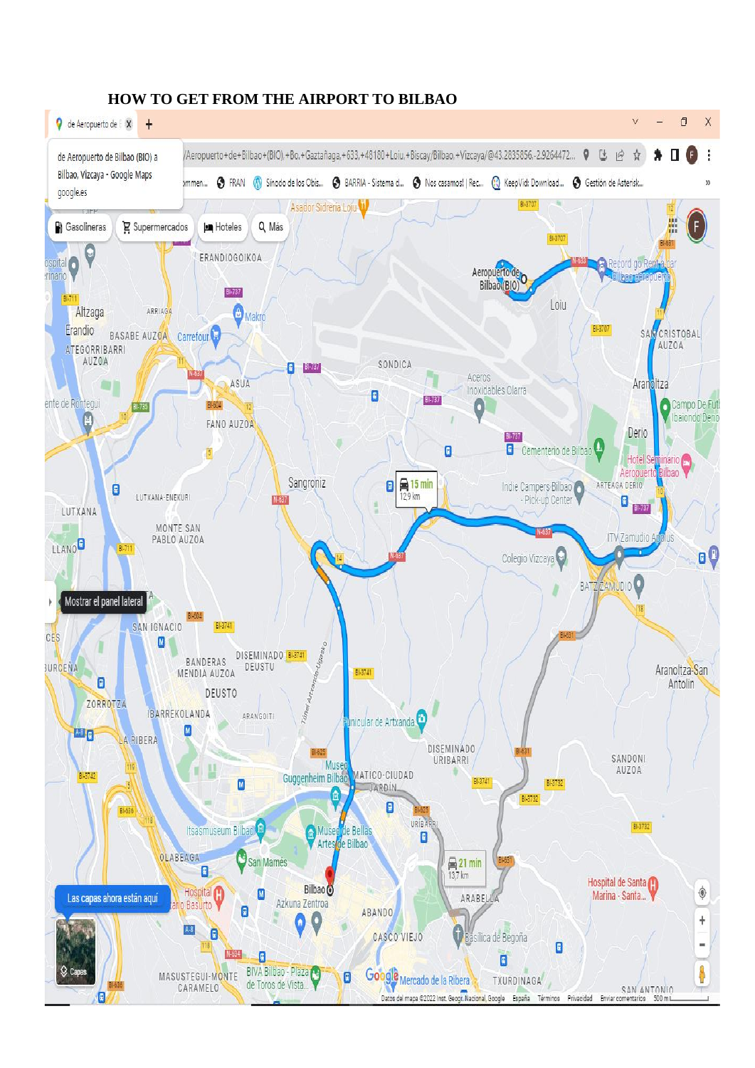**HOW TO GET FROM THE AIRPORT TO BILBAO**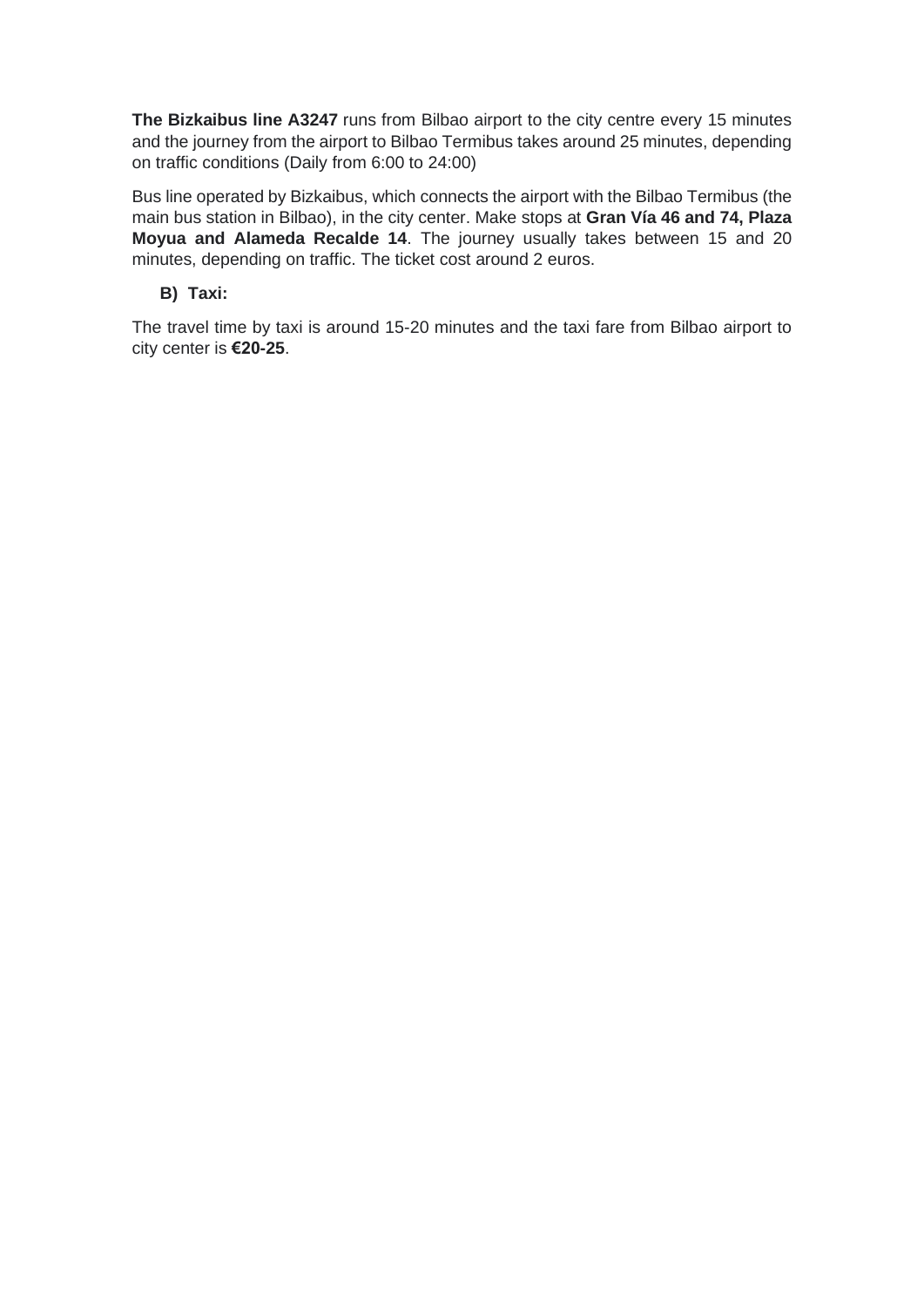**The Bizkaibus line A3247** runs from Bilbao airport to the city centre every 15 minutes and the journey from the airport to Bilbao Termibus takes around 25 minutes, depending on traffic conditions (Daily from 6:00 to 24:00)

Bus line operated by Bizkaibus, which connects the airport with the Bilbao Termibus (the main bus station in Bilbao), in the city center. Make stops at **Gran Vía 46 and 74, Plaza Moyua and Alameda Recalde 14**. The journey usually takes between 15 and 20 minutes, depending on traffic. The ticket cost around 2 euros.

**B) Taxi:**

The travel time by taxi is around 15-20 minutes and the taxi fare from Bilbao airport to city center is **€20-25**.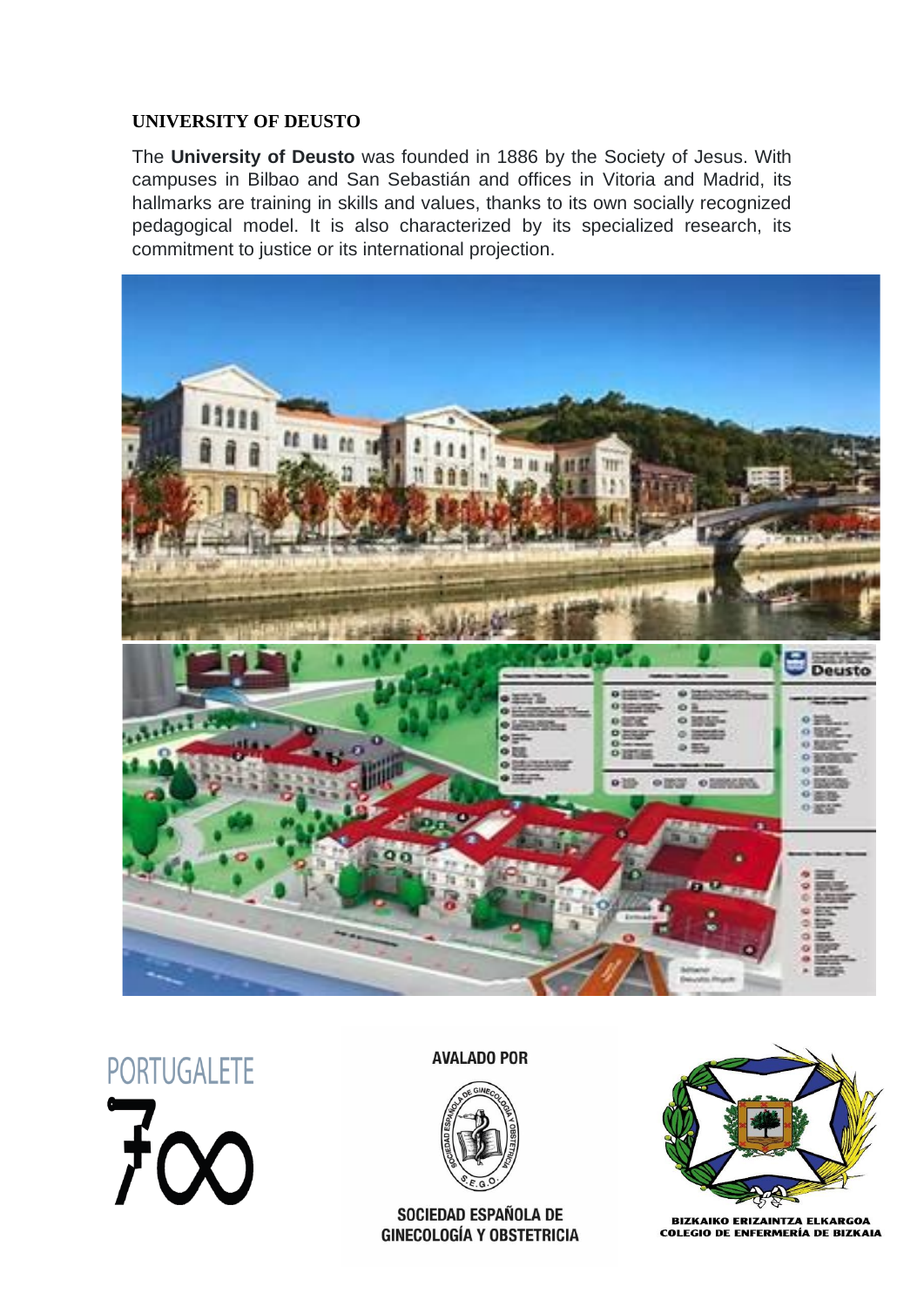**UNIVERSITY OF DEUSTO**

The **University of Deusto** was founded in 1886 by the Society of Jesus. With campuses in Bilbao and San Sebastián and offices in Vitoria and Madrid, its hallmarks are training in skills and values, thanks to its own socially recognized pedagogical model. It is also characterized by its specialized research, its commitment to justice or its international projection.

PORTUGALETE 700

AVALADO POR

SOCIEDAD ESPAÑOLA DE GINECOLOGÍA Y OBSTETRICIA

BIZKAIKO ERIZAINTZA ELKARGOA
COLEGIO DE ENFERMERÍA DE BIZKAIA